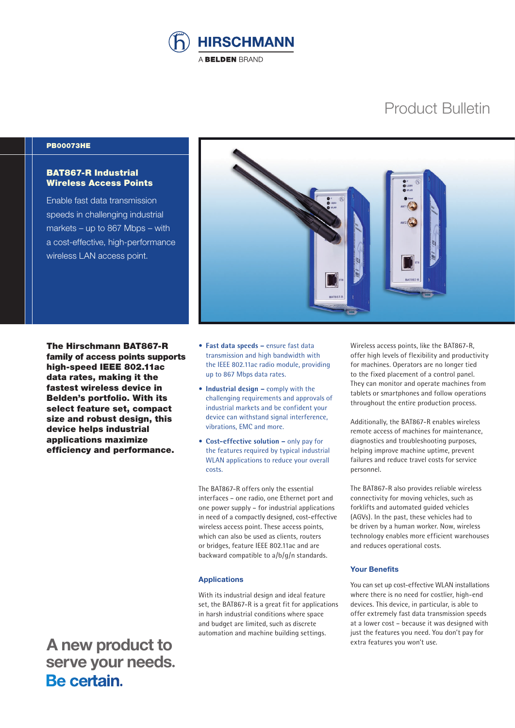HIRSCHMANN

A BELDEN BRAND

# Product Bulletin

**PB00073HE**

## BAT867-R Industrial Wireless Access Points

Enable fast data transmission speeds in challenging industrial markets – up to 867 Mbps – with a cost-effective, high-performance wireless LAN access point.

**The Hirschmann BAT867-R family of access points supports high-speed IEEE 802.11ac data rates, making it the fastest wireless device in Belden's portfolio. With its select feature set, compact size and robust design, this device helps industrial applications maximize efficiency and performance.**

- **Fast data speeds –** ensure fast data transmission and high bandwidth with the IEEE 802.11ac radio module, providing up to 867 Mbps data rates.
- **Industrial design –** comply with the challenging requirements and approvals of industrial markets and be confident your device can withstand signal interference, vibrations, EMC and more.
- **Cost-effective solution –** only pay for the features required by typical industrial WLAN applications to reduce your overall costs.

The BAT867-R offers only the essential interfaces – one radio, one Ethernet port and one power supply – for industrial applications in need of a compactly designed, cost-effective wireless access point. These access points, which can also be used as clients, routers or bridges, feature IEEE 802.11ac and are backward compatible to a/b/g/n standards.

### Applications

With its industrial design and ideal feature set, the BAT867-R is a great fit for applications in harsh industrial conditions where space and budget are limited, such as discrete automation and machine building settings.

Wireless access points, like the BAT867-R, offer high levels of flexibility and productivity for machines. Operators are no longer tied to the fixed placement of a control panel. They can monitor and operate machines from tablets or smartphones and follow operations throughout the entire production process.

Additionally, the BAT867-R enables wireless remote access of machines for maintenance, diagnostics and troubleshooting purposes, helping improve machine uptime, prevent failures and reduce travel costs for service personnel.

The BAT867-R also provides reliable wireless connectivity for moving vehicles, such as forklifts and automated guided vehicles (AGVs). In the past, these vehicles had to be driven by a human worker. Now, wireless technology enables more efficient warehouses and reduces operational costs.

### Your Benefits

You can set up cost-effective WLAN installations where there is no need for costlier, high-end devices. This device, in particular, is able to offer extremely fast data transmission speeds at a lower cost – because it was designed with just the features you need. You don't pay for extra features you won't use.

**A new product to serve your needs. Be certain.**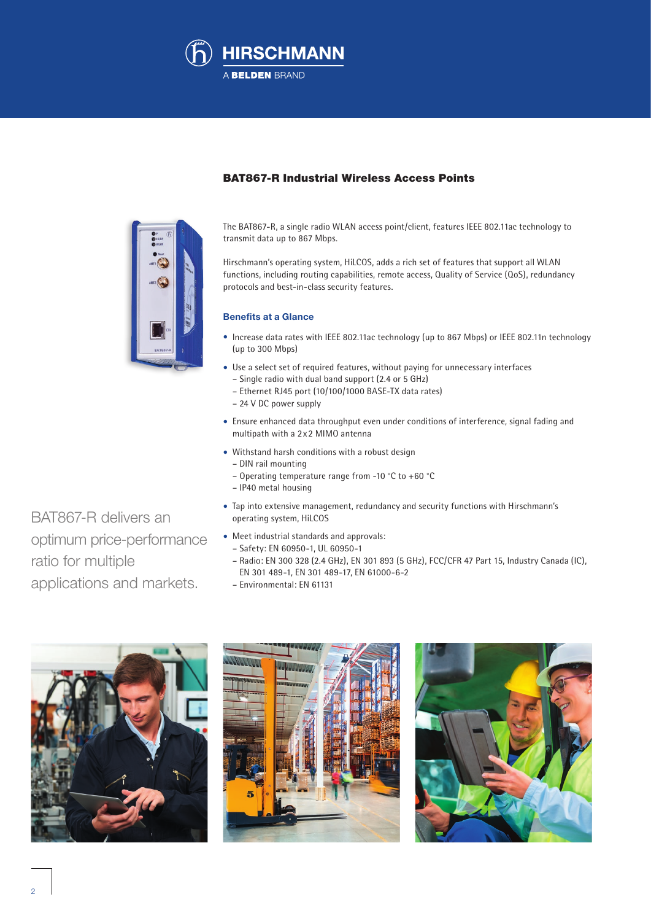# BAT867-R Industrial Wireless Access Points

The BAT867-R, a single radio WLAN access point/client, features IEEE 802.11ac technology to transmit data up to 867 Mbps.

Hirschmann's operating system, HiLCOS, adds a rich set of features that support all WLAN functions, including routing capabilities, remote access, Quality of Service (QoS), redundancy protocols and best-in-class security features.

## Benefits at a Glance

- Increase data rates with IEEE 802.11ac technology (up to 867 Mbps) or IEEE 802.11n technology (up to 300 Mbps)
- Use a select set of required features, without paying for unnecessary interfaces
  - Single radio with dual band support (2.4 or 5 GHz)
  - Ethernet RJ45 port (10/100/1000 BASE-TX data rates)
  - 24 V DC power supply
- Ensure enhanced data throughput even under conditions of interference, signal fading and multipath with a 2x2 MIMO antenna
- Withstand harsh conditions with a robust design
  - DIN rail mounting
  - Operating temperature range from -10 °C to +60 °C
  - IP40 metal housing
- Tap into extensive management, redundancy and security functions with Hirschmann's operating system, HiLCOS
- Meet industrial standards and approvals:
  - Safety: EN 60950-1, UL 60950-1
  - Radio: EN 300 328 (2.4 GHz), EN 301 893 (5 GHz), FCC/CFR 47 Part 15, Industry Canada (IC), EN 301 489-1, EN 301 489-17, EN 61000-6-2
  - Environmental: EN 61131

BAT867-R delivers an optimum price-performance ratio for multiple applications and markets.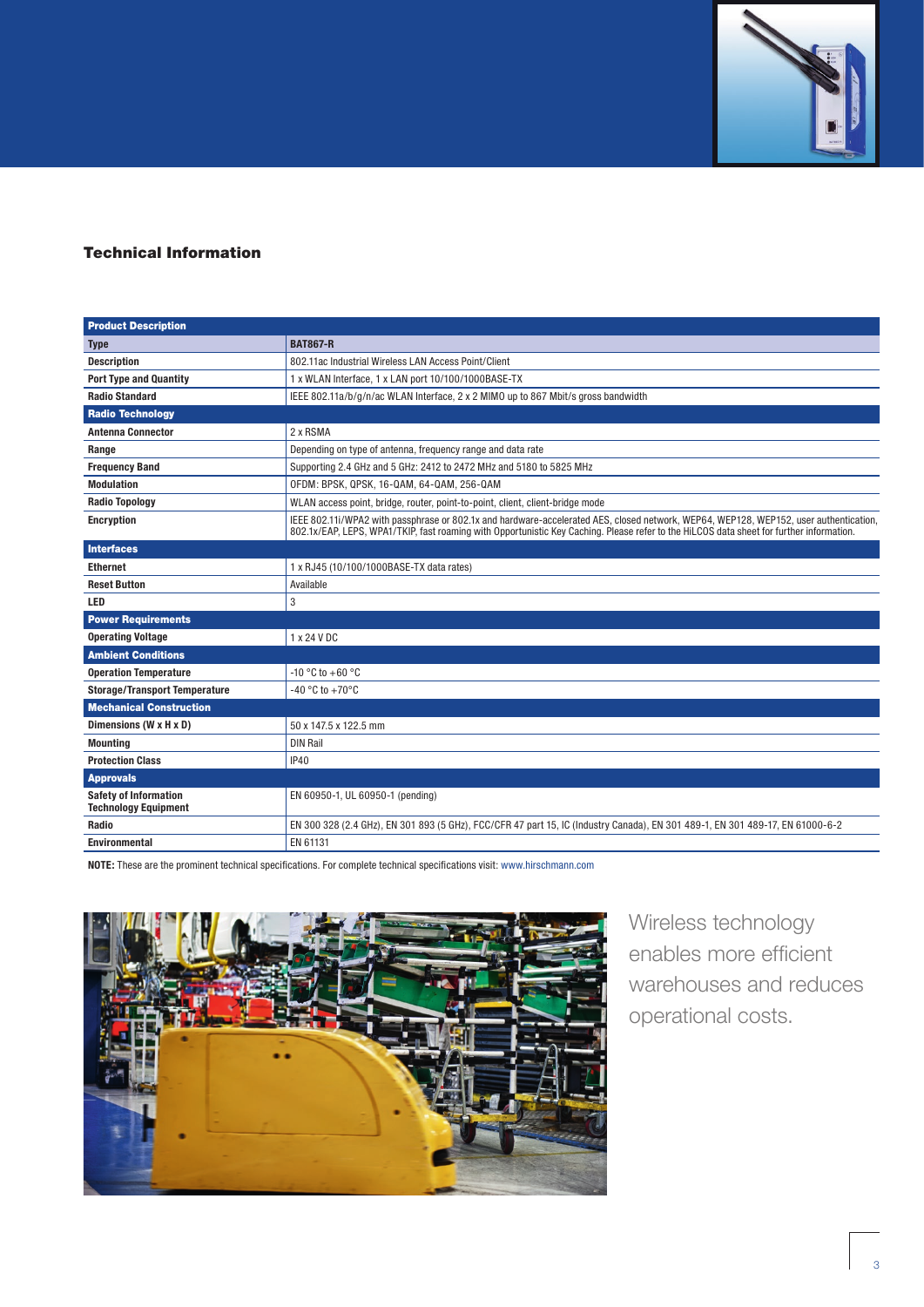## Technical Information

| Product Description | |
|---|---|
| **Type** | **BAT867-R** |
| **Description** | 802.11ac Industrial Wireless LAN Access Point/Client |
| **Port Type and Quantity** | 1 x WLAN Interface, 1 x LAN port 10/100/1000BASE-TX |
| **Radio Standard** | IEEE 802.11a/b/g/n/ac WLAN Interface, 2 x 2 MIMO up to 867 Mbit/s gross bandwidth |
| **Radio Technology** | |
| **Antenna Connector** | 2 x RSMA |
| **Range** | Depending on type of antenna, frequency range and data rate |
| **Frequency Band** | Supporting 2.4 GHz and 5 GHz: 2412 to 2472 MHz and 5180 to 5825 MHz |
| **Modulation** | OFDM: BPSK, QPSK, 16-QAM, 64-QAM, 256-QAM |
| **Radio Topology** | WLAN access point, bridge, router, point-to-point, client, client-bridge mode |
| **Encryption** | IEEE 802.11i/WPA2 with passphrase or 802.1x and hardware-accelerated AES, closed network, WEP64, WEP128, WEP152, user authentication, 802.1x/EAP, LEPS, WPA1/TKIP, fast roaming with Opportunistic Key Caching. Please refer to the HiLCOS data sheet for further information. |
| **Interfaces** | |
| **Ethernet** | 1 x RJ45 (10/100/1000BASE-TX data rates) |
| **Reset Button** | Available |
| **LED** | 3 |
| **Power Requirements** | |
| **Operating Voltage** | 1 x 24 V DC |
| **Ambient Conditions** | |
| **Operation Temperature** | -10 °C to +60 °C |
| **Storage/Transport Temperature** | -40 °C to +70°C |
| **Mechanical Construction** | |
| **Dimensions (W x H x D)** | 50 x 147.5 x 122.5 mm |
| **Mounting** | DIN Rail |
| **Protection Class** | IP40 |
| **Approvals** | |
| **Safety of Information Technology Equipment** | EN 60950-1, UL 60950-1 (pending) |
| **Radio** | EN 300 328 (2.4 GHz), EN 301 893 (5 GHz), FCC/CFR 47 part 15, IC (Industry Canada), EN 301 489-1, EN 301 489-17, EN 61000-6-2 |
| **Environmental** | EN 61131 |

**NOTE:** These are the prominent technical specifications. For complete technical specifications visit: www.hirschmann.com

Wireless technology enables more efficient warehouses and reduces operational costs.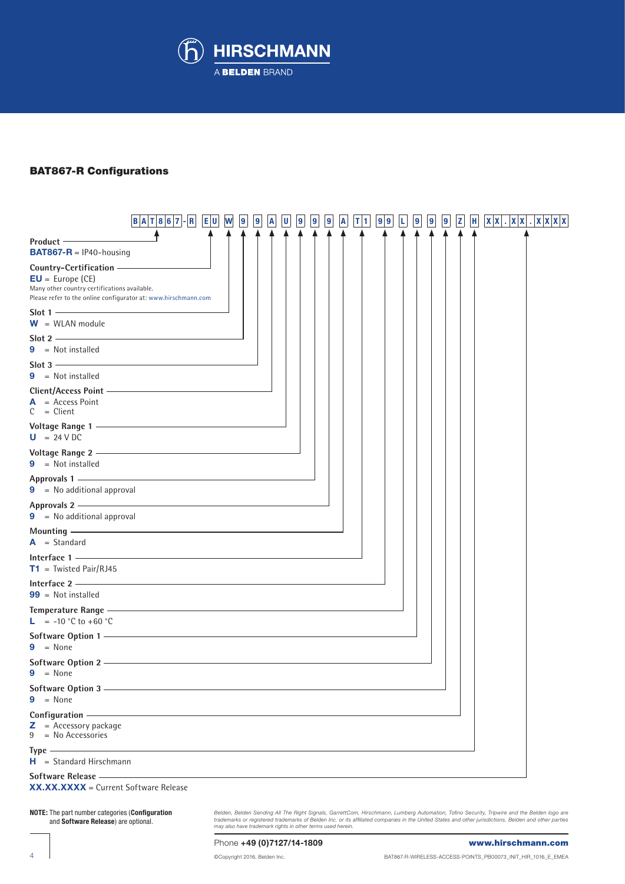HIRSCHMANN
A BELDEN BRAND

## BAT867-R Configurations

BAT867-R EU W 9 9 A U 9 9 9 A T1 99 L 9 9 9 Z H XX.XX.XXXX

**Product**
**BAT867-R** = IP40-housing

**Country-Certification**
**EU** = Europe (CE)
Many other country certifications available.
Please refer to the online configurator at: www.hirschmann.com

**Slot 1**
**W** = WLAN module

**Slot 2**
**9** = Not installed

**Slot 3**
**9** = Not installed

**Client/Access Point**
**A** = Access Point
C = Client

**Voltage Range 1**
**U** = 24 V DC

**Voltage Range 2**
**9** = Not installed

**Approvals 1**
**9** = No additional approval

**Approvals 2**
**9** = No additional approval

**Mounting**
**A** = Standard

**Interface 1**
**T1** = Twisted Pair/RJ45

**Interface 2**
**99** = Not installed

**Temperature Range**
**L** = -10 °C to +60 °C

**Software Option 1**
**9** = None

**Software Option 2**
**9** = None

**Software Option 3**
**9** = None

**Configuration**
**Z** = Accessory package
9 = No Accessories

**Type**
**H** = Standard Hirschmann

**Software Release**
**XX.XX.XXXX** = Current Software Release

**NOTE:** The part number categories (**Configuration** and **Software Release**) are optional.

*Belden, Belden Sending All The Right Signals, GarrettCom, Hirschmann, Lumberg Automation, Tofino Security, Tripwire and the Belden logo are trademarks or registered trademarks of Belden Inc. or its affiliated companies in the United States and other jurisdictions. Belden and other parties may also have trademark rights in other terms used herein.*

Phone **+49 (0)7127/14-1809** **www.hirschmann.com**

©Copyright 2016, Belden Inc. BAT867-R-WIRELESS-ACCESS-POINTS_PB00073_INIT_HIR_1016_E_EMEA